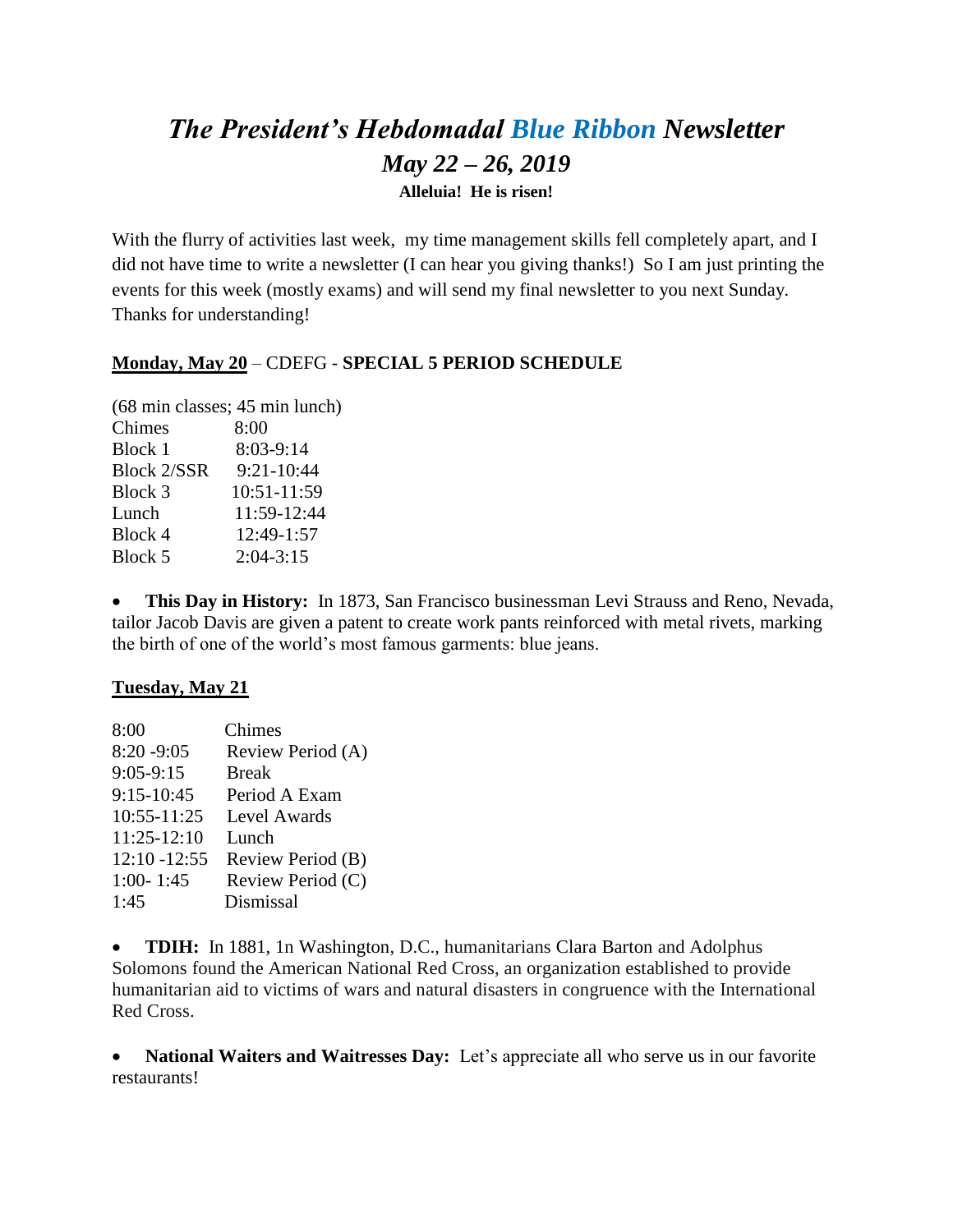# *The President's Hebdomadal Blue Ribbon Newsletter*

## *May 22 – 26, 2019*

**Alleluia! He is risen!**

With the flurry of activities last week, my time management skills fell completely apart, and I did not have time to write a newsletter (I can hear you giving thanks!) So I am just printing the events for this week (mostly exams) and will send my final newsletter to you next Sunday. Thanks for understanding!

**Monday, May 20** – CDEFG - **SPECIAL 5 PERIOD SCHEDULE**

(68 min classes; 45 min lunch)

| | |
|---|---|
| Chimes | 8:00 |
| Block 1 | 8:03-9:14 |
| Block 2/SSR | 9:21-10:44 |
| Block 3 | 10:51-11:59 |
| Lunch | 11:59-12:44 |
| Block 4 | 12:49-1:57 |
| Block 5 | 2:04-3:15 |

- **This Day in History:** In 1873, San Francisco businessman Levi Strauss and Reno, Nevada, tailor Jacob Davis are given a patent to create work pants reinforced with metal rivets, marking the birth of one of the world's most famous garments: blue jeans.

**Tuesday, May 21**

| | |
|---|---|
| 8:00 | Chimes |
| 8:20 -9:05 | Review Period (A) |
| 9:05-9:15 | Break |
| 9:15-10:45 | Period A Exam |
| 10:55-11:25 | Level Awards |
| 11:25-12:10 | Lunch |
| 12:10 -12:55 | Review Period (B) |
| 1:00- 1:45 | Review Period (C) |
| 1:45 | Dismissal |

- **TDIH:** In 1881, 1n Washington, D.C., humanitarians Clara Barton and Adolphus Solomons found the American National Red Cross, an organization established to provide humanitarian aid to victims of wars and natural disasters in congruence with the International Red Cross.

- **National Waiters and Waitresses Day:** Let's appreciate all who serve us in our favorite restaurants!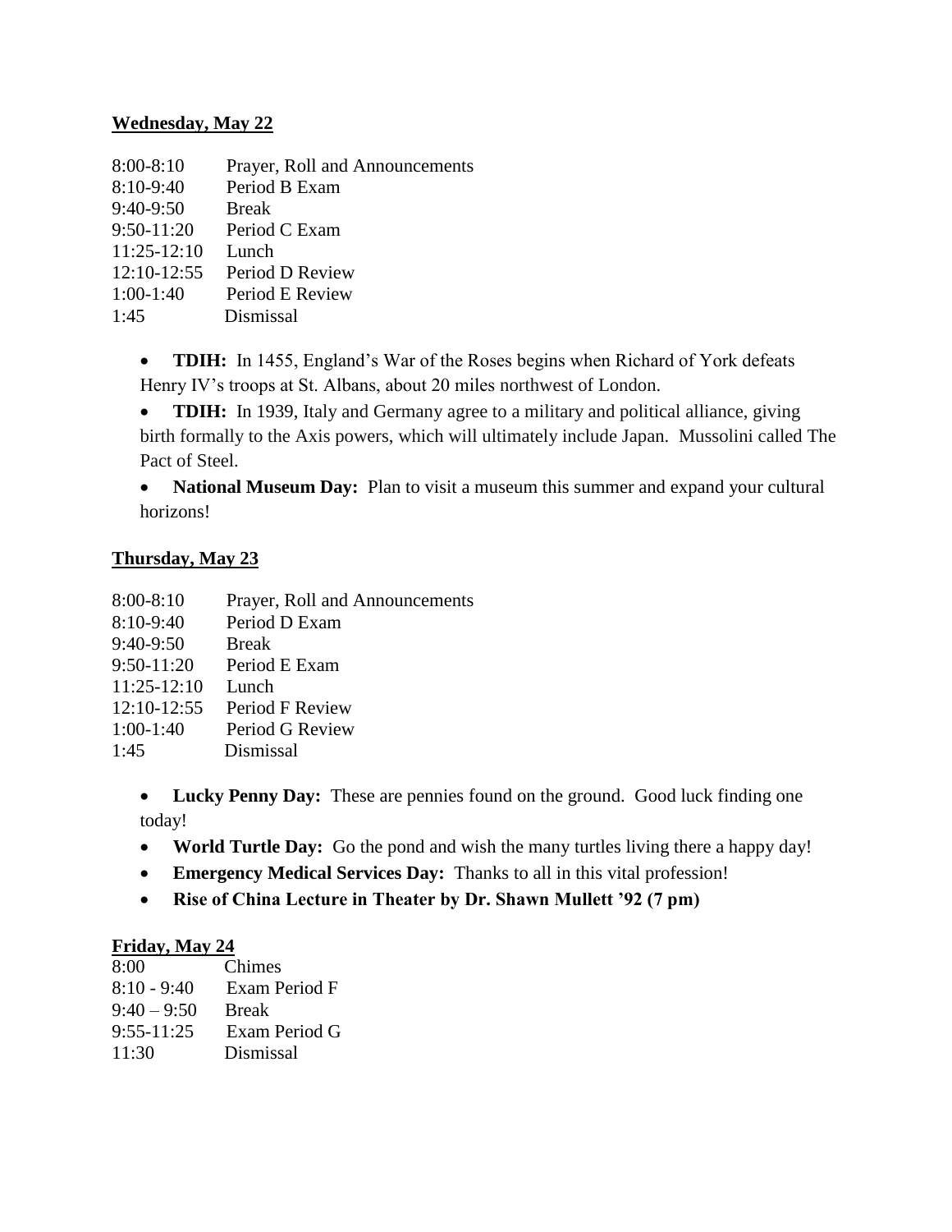**Wednesday, May 22**

8:00-8:10 Prayer, Roll and Announcements
8:10-9:40 Period B Exam
9:40-9:50 Break
9:50-11:20 Period C Exam
11:25-12:10 Lunch
12:10-12:55 Period D Review
1:00-1:40 Period E Review
1:45 Dismissal

- **TDIH:** In 1455, England's War of the Roses begins when Richard of York defeats Henry IV's troops at St. Albans, about 20 miles northwest of London.
- **TDIH:** In 1939, Italy and Germany agree to a military and political alliance, giving birth formally to the Axis powers, which will ultimately include Japan. Mussolini called The Pact of Steel.
- **National Museum Day:** Plan to visit a museum this summer and expand your cultural horizons!

**Thursday, May 23**

8:00-8:10 Prayer, Roll and Announcements
8:10-9:40 Period D Exam
9:40-9:50 Break
9:50-11:20 Period E Exam
11:25-12:10 Lunch
12:10-12:55 Period F Review
1:00-1:40 Period G Review
1:45 Dismissal

- **Lucky Penny Day:** These are pennies found on the ground. Good luck finding one today!
- **World Turtle Day:** Go the pond and wish the many turtles living there a happy day!
- **Emergency Medical Services Day:** Thanks to all in this vital profession!
- **Rise of China Lecture in Theater by Dr. Shawn Mullett '92 (7 pm)**

**Friday, May 24**

8:00 Chimes
8:10 - 9:40 Exam Period F
9:40 – 9:50 Break
9:55-11:25 Exam Period G
11:30 Dismissal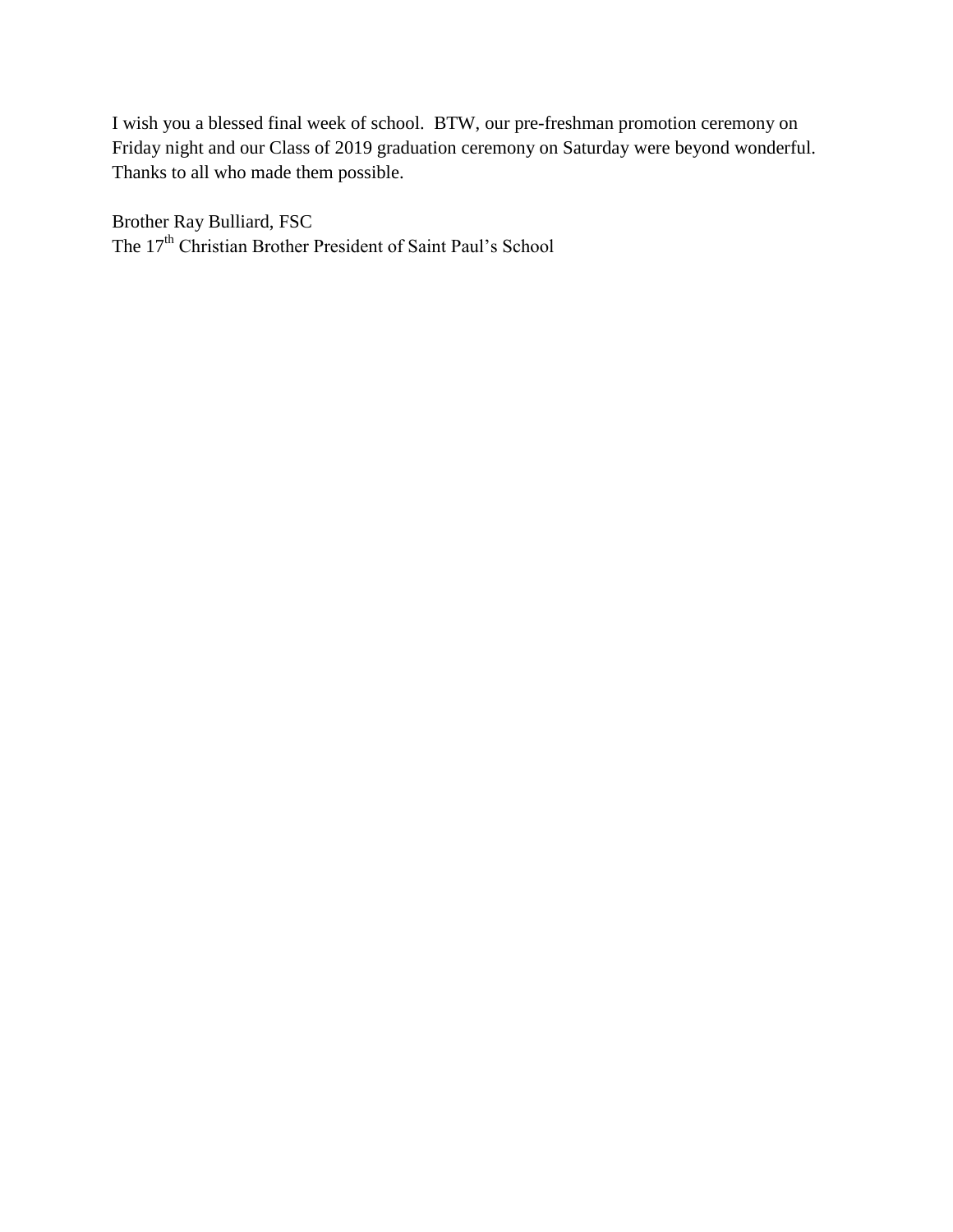I wish you a blessed final week of school. BTW, our pre-freshman promotion ceremony on Friday night and our Class of 2019 graduation ceremony on Saturday were beyond wonderful. Thanks to all who made them possible.

Brother Ray Bulliard, FSC
The 17th Christian Brother President of Saint Paul's School